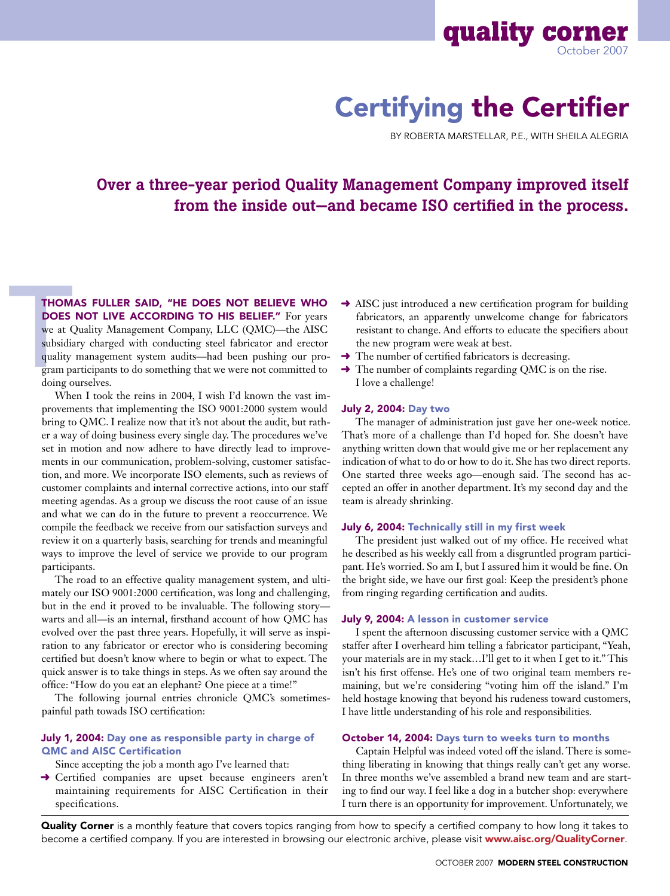# Certifying the Certifier

BY ROBERTA MARSTELLAR, P.E., WITH SHEILA ALEGRIA

**Over a three-year period Quality Management Company improved itself from the inside out—and became ISO certified in the process.**

**THOMAS FULLER SAID, "HE DOES NOT BELIEVE WHO DOES NOT LIVE ACCORDING TO HIS BELIEF."** For years we at Quality Management Company, LLC (QMC)—the AISC subsidiary charged with conducting steel fabricator and erector quality management system audits—had been pushing our program participants to do something that we were not committed to doing ourselves.

When I took the reins in 2004, I wish I'd known the vast improvements that implementing the ISO 9001:2000 system would bring to QMC. I realize now that it's not about the audit, but rather a way of doing business every single day. The procedures we've set in motion and now adhere to have directly lead to improvements in our communication, problem-solving, customer satisfaction, and more. We incorporate ISO elements, such as reviews of customer complaints and internal corrective actions, into our staff meeting agendas. As a group we discuss the root cause of an issue and what we can do in the future to prevent a reoccurrence. We compile the feedback we receive from our satisfaction surveys and review it on a quarterly basis, searching for trends and meaningful ways to improve the level of service we provide to our program participants.

The road to an effective quality management system, and ultimately our ISO 9001:2000 certification, was long and challenging, but in the end it proved to be invaluable. The following story—warts and all—is an internal, firsthand account of how QMC has evolved over the past three years. Hopefully, it will serve as inspiration to any fabricator or erector who is considering becoming certified but doesn't know where to begin or what to expect. The quick answer is to take things in steps. As we often say around the office: "How do you eat an elephant? One piece at a time!"

The following journal entries chronicle QMC's sometimes-painful path towards ISO certification:

### July 1, 2004: Day one as responsible party in charge of QMC and AISC Certification

Since accepting the job a month ago I've learned that:

- Certified companies are upset because engineers aren't maintaining requirements for AISC Certification in their specifications.
- AISC just introduced a new certification program for building fabricators, an apparently unwelcome change for fabricators resistant to change. And efforts to educate the specifiers about the new program were weak at best.
- The number of certified fabricators is decreasing.
- The number of complaints regarding QMC is on the rise.

I love a challenge!

### July 2, 2004: Day two

The manager of administration just gave her one-week notice. That's more of a challenge than I'd hoped for. She doesn't have anything written down that would give me or her replacement any indication of what to do or how to do it. She has two direct reports. One started three weeks ago—enough said. The second has accepted an offer in another department. It's my second day and the team is already shrinking.

### July 6, 2004: Technically still in my first week

The president just walked out of my office. He received what he described as his weekly call from a disgruntled program participant. He's worried. So am I, but I assured him it would be fine. On the bright side, we have our first goal: Keep the president's phone from ringing regarding certification and audits.

### July 9, 2004: A lesson in customer service

I spent the afternoon discussing customer service with a QMC staffer after I overheard him telling a fabricator participant, "Yeah, your materials are in my stack…I'll get to it when I get to it." This isn't his first offense. He's one of two original team members remaining, but we're considering "voting him off the island." I'm held hostage knowing that beyond his rudeness toward customers, I have little understanding of his role and responsibilities.

### October 14, 2004: Days turn to weeks turn to months

Captain Helpful was indeed voted off the island. There is something liberating in knowing that things really can't get any worse. In three months we've assembled a brand new team and are starting to find our way. I feel like a dog in a butcher shop: everywhere I turn there is an opportunity for improvement. Unfortunately, we

---

**Quality Corner** is a monthly feature that covers topics ranging from how to specify a certified company to how long it takes to become a certified company. If you are interested in browsing our electronic archive, please visit **www.aisc.org/QualityCorner**.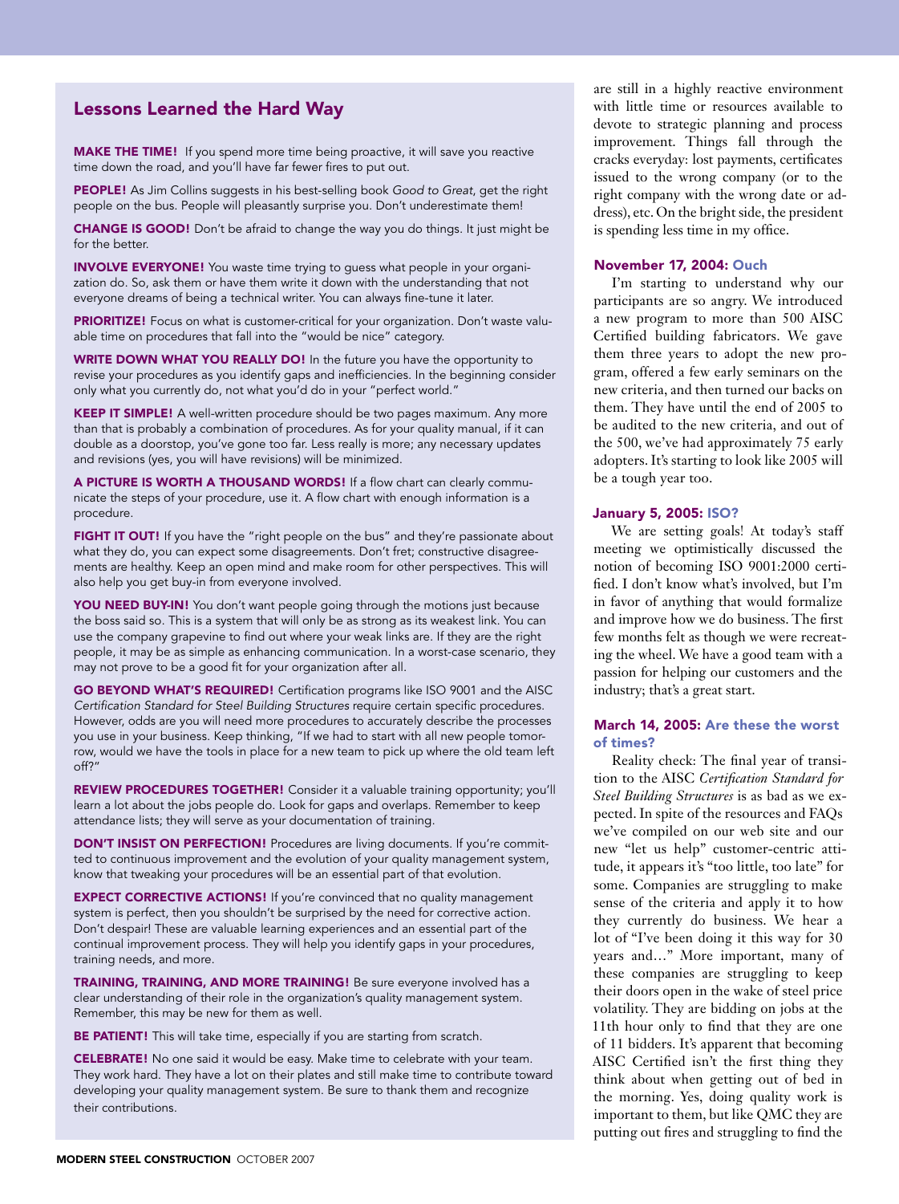## Lessons Learned the Hard Way

**MAKE THE TIME!** If you spend more time being proactive, it will save you reactive time down the road, and you'll have far fewer fires to put out.

**PEOPLE!** As Jim Collins suggests in his best-selling book *Good to Great*, get the right people on the bus. People will pleasantly surprise you. Don't underestimate them!

**CHANGE IS GOOD!** Don't be afraid to change the way you do things. It just might be for the better.

**INVOLVE EVERYONE!** You waste time trying to guess what people in your organization do. So, ask them or have them write it down with the understanding that not everyone dreams of being a technical writer. You can always fine-tune it later.

**PRIORITIZE!** Focus on what is customer-critical for your organization. Don't waste valuable time on procedures that fall into the "would be nice" category.

**WRITE DOWN WHAT YOU REALLY DO!** In the future you have the opportunity to revise your procedures as you identify gaps and inefficiencies. In the beginning consider only what you currently do, not what you'd do in your "perfect world."

**KEEP IT SIMPLE!** A well-written procedure should be two pages maximum. Any more than that is probably a combination of procedures. As for your quality manual, if it can double as a doorstop, you've gone too far. Less really is more; any necessary updates and revisions (yes, you will have revisions) will be minimized.

**A PICTURE IS WORTH A THOUSAND WORDS!** If a flow chart can clearly communicate the steps of your procedure, use it. A flow chart with enough information is a procedure.

**FIGHT IT OUT!** If you have the "right people on the bus" and they're passionate about what they do, you can expect some disagreements. Don't fret; constructive disagreements are healthy. Keep an open mind and make room for other perspectives. This will also help you get buy-in from everyone involved.

**YOU NEED BUY-IN!** You don't want people going through the motions just because the boss said so. This is a system that will only be as strong as its weakest link. You can use the company grapevine to find out where your weak links are. If they are the right people, it may be as simple as enhancing communication. In a worst-case scenario, they may not prove to be a good fit for your organization after all.

**GO BEYOND WHAT'S REQUIRED!** Certification programs like ISO 9001 and the AISC *Certification Standard for Steel Building Structures* require certain specific procedures. However, odds are you will need more procedures to accurately describe the processes you use in your business. Keep thinking, "If we had to start with all new people tomorrow, would we have the tools in place for a new team to pick up where the old team left off?"

**REVIEW PROCEDURES TOGETHER!** Consider it a valuable training opportunity; you'll learn a lot about the jobs people do. Look for gaps and overlaps. Remember to keep attendance lists; they will serve as your documentation of training.

**DON'T INSIST ON PERFECTION!** Procedures are living documents. If you're committed to continuous improvement and the evolution of your quality management system, know that tweaking your procedures will be an essential part of that evolution.

**EXPECT CORRECTIVE ACTIONS!** If you're convinced that no quality management system is perfect, then you shouldn't be surprised by the need for corrective action. Don't despair! These are valuable learning experiences and an essential part of the continual improvement process. They will help you identify gaps in your procedures, training needs, and more.

**TRAINING, TRAINING, AND MORE TRAINING!** Be sure everyone involved has a clear understanding of their role in the organization's quality management system. Remember, this may be new for them as well.

**BE PATIENT!** This will take time, especially if you are starting from scratch.

**CELEBRATE!** No one said it would be easy. Make time to celebrate with your team. They work hard. They have a lot on their plates and still make time to contribute toward developing your quality management system. Be sure to thank them and recognize their contributions.

are still in a highly reactive environment with little time or resources available to devote to strategic planning and process improvement. Things fall through the cracks everyday: lost payments, certificates issued to the wrong company (or to the right company with the wrong date or address), etc. On the bright side, the president is spending less time in my office.

### November 17, 2004: Ouch

I'm starting to understand why our participants are so angry. We introduced a new program to more than 500 AISC Certified building fabricators. We gave them three years to adopt the new program, offered a few early seminars on the new criteria, and then turned our backs on them. They have until the end of 2005 to be audited to the new criteria, and out of the 500, we've had approximately 75 early adopters. It's starting to look like 2005 will be a tough year too.

### January 5, 2005: ISO?

We are setting goals! At today's staff meeting we optimistically discussed the notion of becoming ISO 9001:2000 certified. I don't know what's involved, but I'm in favor of anything that would formalize and improve how we do business. The first few months felt as though we were recreating the wheel. We have a good team with a passion for helping our customers and the industry; that's a great start.

### March 14, 2005: Are these the worst of times?

Reality check: The final year of transition to the AISC *Certification Standard for Steel Building Structures* is as bad as we expected. In spite of the resources and FAQs we've compiled on our web site and our new "let us help" customer-centric attitude, it appears it's "too little, too late" for some. Companies are struggling to make sense of the criteria and apply it to how they currently do business. We hear a lot of "I've been doing it this way for 30 years and…" More important, many of these companies are struggling to keep their doors open in the wake of steel price volatility. They are bidding on jobs at the 11th hour only to find that they are one of 11 bidders. It's apparent that becoming AISC Certified isn't the first thing they think about when getting out of bed in the morning. Yes, doing quality work is important to them, but like QMC they are putting out fires and struggling to find the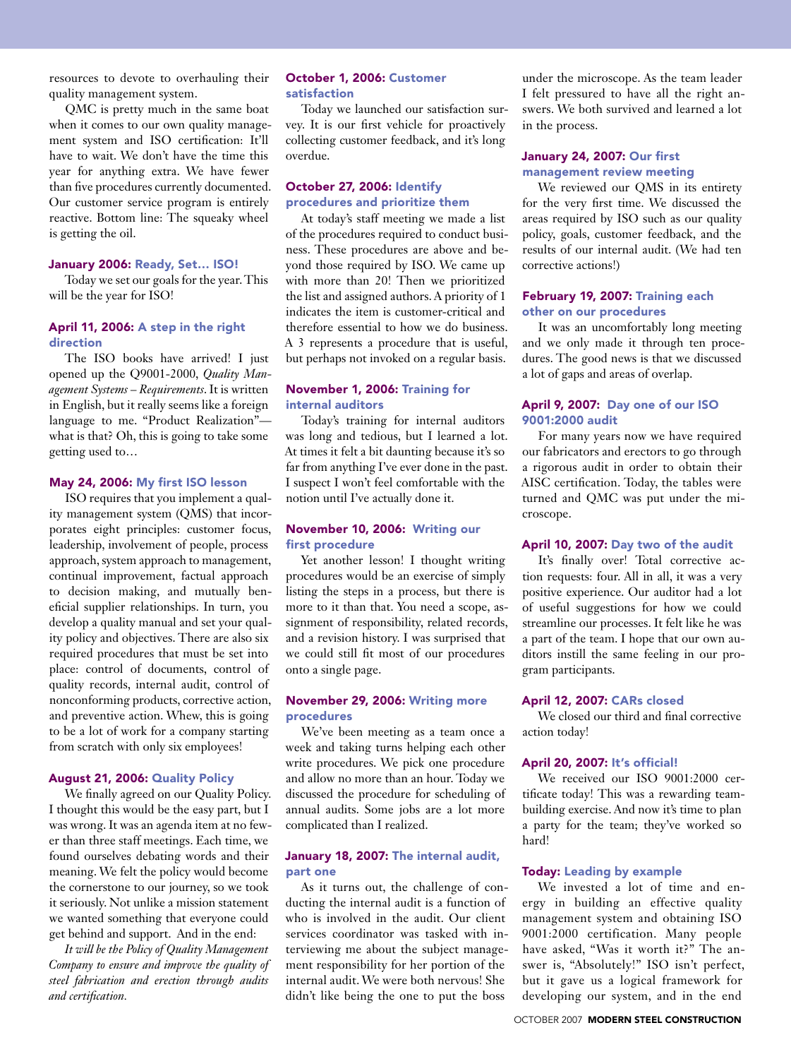resources to devote to overhauling their quality management system.

QMC is pretty much in the same boat when it comes to our own quality management system and ISO certification: It'll have to wait. We don't have the time this year for anything extra. We have fewer than five procedures currently documented. Our customer service program is entirely reactive. Bottom line: The squeaky wheel is getting the oil.

#### January 2006: Ready, Set… ISO!

Today we set our goals for the year. This will be the year for ISO!

#### April 11, 2006: A step in the right direction

The ISO books have arrived! I just opened up the Q9001-2000, *Quality Management Systems – Requirements*. It is written in English, but it really seems like a foreign language to me. "Product Realization"—what is that? Oh, this is going to take some getting used to…

#### May 24, 2006: My first ISO lesson

ISO requires that you implement a quality management system (QMS) that incorporates eight principles: customer focus, leadership, involvement of people, process approach, system approach to management, continual improvement, factual approach to decision making, and mutually beneficial supplier relationships. In turn, you develop a quality manual and set your quality policy and objectives. There are also six required procedures that must be set into place: control of documents, control of quality records, internal audit, control of nonconforming products, corrective action, and preventive action. Whew, this is going to be a lot of work for a company starting from scratch with only six employees!

#### August 21, 2006: Quality Policy

We finally agreed on our Quality Policy. I thought this would be the easy part, but I was wrong. It was an agenda item at no fewer than three staff meetings. Each time, we found ourselves debating words and their meaning. We felt the policy would become the cornerstone to our journey, so we took it seriously. Not unlike a mission statement we wanted something that everyone could get behind and support. And in the end:

*It will be the Policy of Quality Management Company to ensure and improve the quality of steel fabrication and erection through audits and certification.*

#### October 1, 2006: Customer satisfaction

Today we launched our satisfaction survey. It is our first vehicle for proactively collecting customer feedback, and it's long overdue.

#### October 27, 2006: Identify procedures and prioritize them

At today's staff meeting we made a list of the procedures required to conduct business. These procedures are above and beyond those required by ISO. We came up with more than 20! Then we prioritized the list and assigned authors. A priority of 1 indicates the item is customer-critical and therefore essential to how we do business. A 3 represents a procedure that is useful, but perhaps not invoked on a regular basis.

#### November 1, 2006: Training for internal auditors

Today's training for internal auditors was long and tedious, but I learned a lot. At times it felt a bit daunting because it's so far from anything I've ever done in the past. I suspect I won't feel comfortable with the notion until I've actually done it.

#### November 10, 2006: Writing our first procedure

Yet another lesson! I thought writing procedures would be an exercise of simply listing the steps in a process, but there is more to it than that. You need a scope, assignment of responsibility, related records, and a revision history. I was surprised that we could still fit most of our procedures onto a single page.

#### November 29, 2006: Writing more procedures

We've been meeting as a team once a week and taking turns helping each other write procedures. We pick one procedure and allow no more than an hour. Today we discussed the procedure for scheduling of annual audits. Some jobs are a lot more complicated than I realized.

#### January 18, 2007: The internal audit, part one

As it turns out, the challenge of conducting the internal audit is a function of who is involved in the audit. Our client services coordinator was tasked with interviewing me about the subject management responsibility for her portion of the internal audit. We were both nervous! She didn't like being the one to put the boss under the microscope. As the team leader I felt pressured to have all the right answers. We both survived and learned a lot in the process.

#### January 24, 2007: Our first management review meeting

We reviewed our QMS in its entirety for the very first time. We discussed the areas required by ISO such as our quality policy, goals, customer feedback, and the results of our internal audit. (We had ten corrective actions!)

#### February 19, 2007: Training each other on our procedures

It was an uncomfortably long meeting and we only made it through ten procedures. The good news is that we discussed a lot of gaps and areas of overlap.

#### April 9, 2007: Day one of our ISO 9001:2000 audit

For many years now we have required our fabricators and erectors to go through a rigorous audit in order to obtain their AISC certification. Today, the tables were turned and QMC was put under the microscope.

#### April 10, 2007: Day two of the audit

It's finally over! Total corrective action requests: four. All in all, it was a very positive experience. Our auditor had a lot of useful suggestions for how we could streamline our processes. It felt like he was a part of the team. I hope that our own auditors instill the same feeling in our program participants.

#### April 12, 2007: CARs closed

We closed our third and final corrective action today!

#### April 20, 2007: It's official!

We received our ISO 9001:2000 certificate today! This was a rewarding teambuilding exercise. And now it's time to plan a party for the team; they've worked so hard!

#### Today: Leading by example

We invested a lot of time and energy in building an effective quality management system and obtaining ISO 9001:2000 certification. Many people have asked, "Was it worth it?" The answer is, "Absolutely!" ISO isn't perfect, but it gave us a logical framework for developing our system, and in the end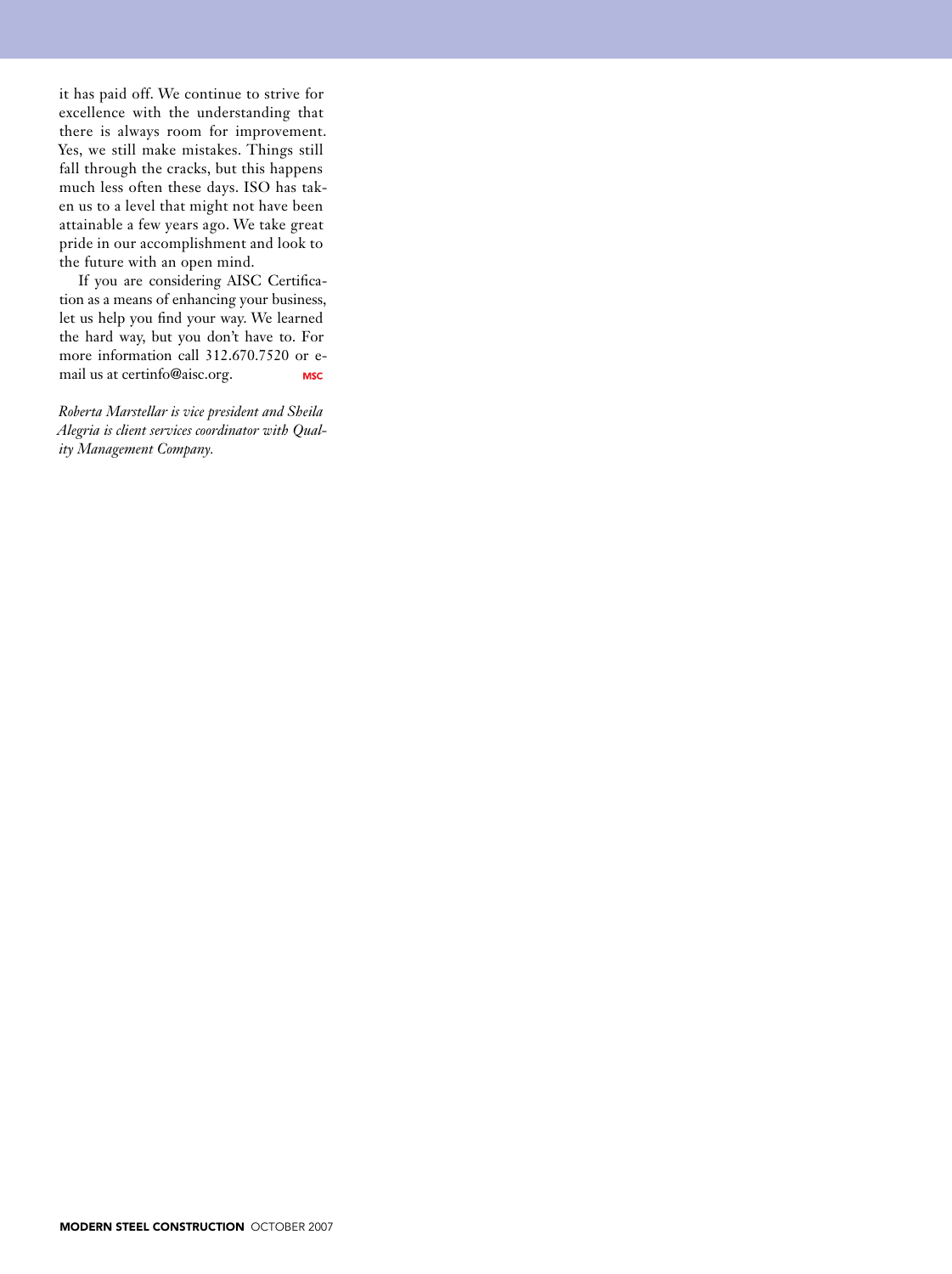it has paid off. We continue to strive for excellence with the understanding that there is always room for improvement. Yes, we still make mistakes. Things still fall through the cracks, but this happens much less often these days. ISO has taken us to a level that might not have been attainable a few years ago. We take great pride in our accomplishment and look to the future with an open mind.

If you are considering AISC Certification as a means of enhancing your business, let us help you find your way. We learned the hard way, but you don't have to. For more information call 312.670.7520 or e-mail us at certinfo@aisc.org. MSC

*Roberta Marstellar is vice president and Sheila Alegria is client services coordinator with Quality Management Company.*